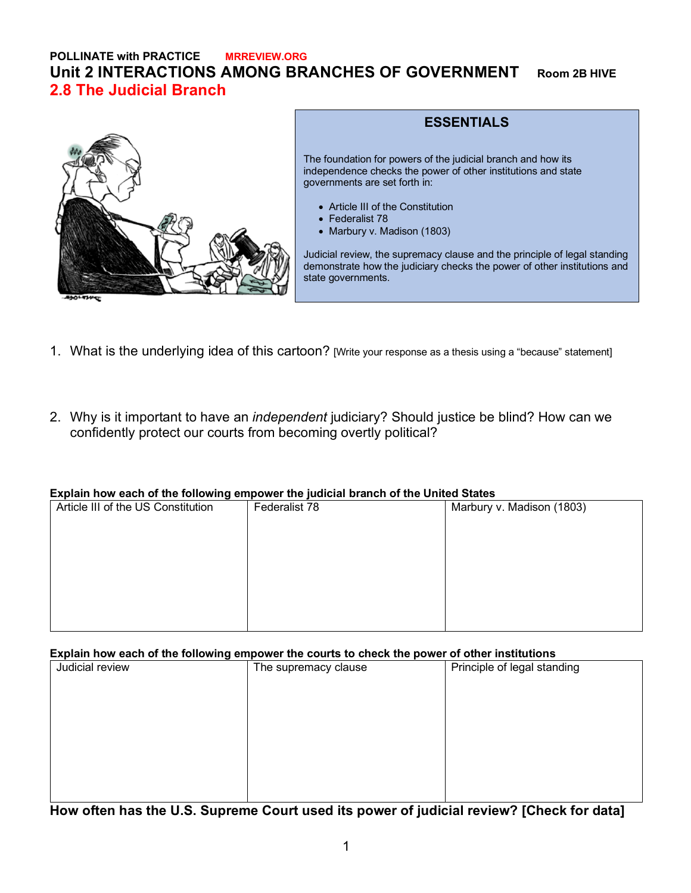**POLLINATE with PRACTICE** **MRREVIEW.ORG**

# Unit 2 INTERACTIONS AMONG BRANCHES OF GOVERNMENT **Room 2B HIVE**

## 2.8 The Judicial Branch

### ESSENTIALS

The foundation for powers of the judicial branch and how its independence checks the power of other institutions and state governments are set forth in:

- Article III of the Constitution
- Federalist 78
- Marbury v. Madison (1803)

Judicial review, the supremacy clause and the principle of legal standing demonstrate how the judiciary checks the power of other institutions and state governments.

1. What is the underlying idea of this cartoon? [Write your response as a thesis using a "because" statement]

2. Why is it important to have an *independent* judiciary? Should justice be blind? How can we confidently protect our courts from becoming overtly political?

**Explain how each of the following empower the judicial branch of the United States**

| Article III of the US Constitution | Federalist 78 | Marbury v. Madison (1803) |
| --- | --- | --- |
| | | |

**Explain how each of the following empower the courts to check the power of other institutions**

| Judicial review | The supremacy clause | Principle of legal standing |
| --- | --- | --- |
| | | |

**How often has the U.S. Supreme Court used its power of judicial review? [Check for data]**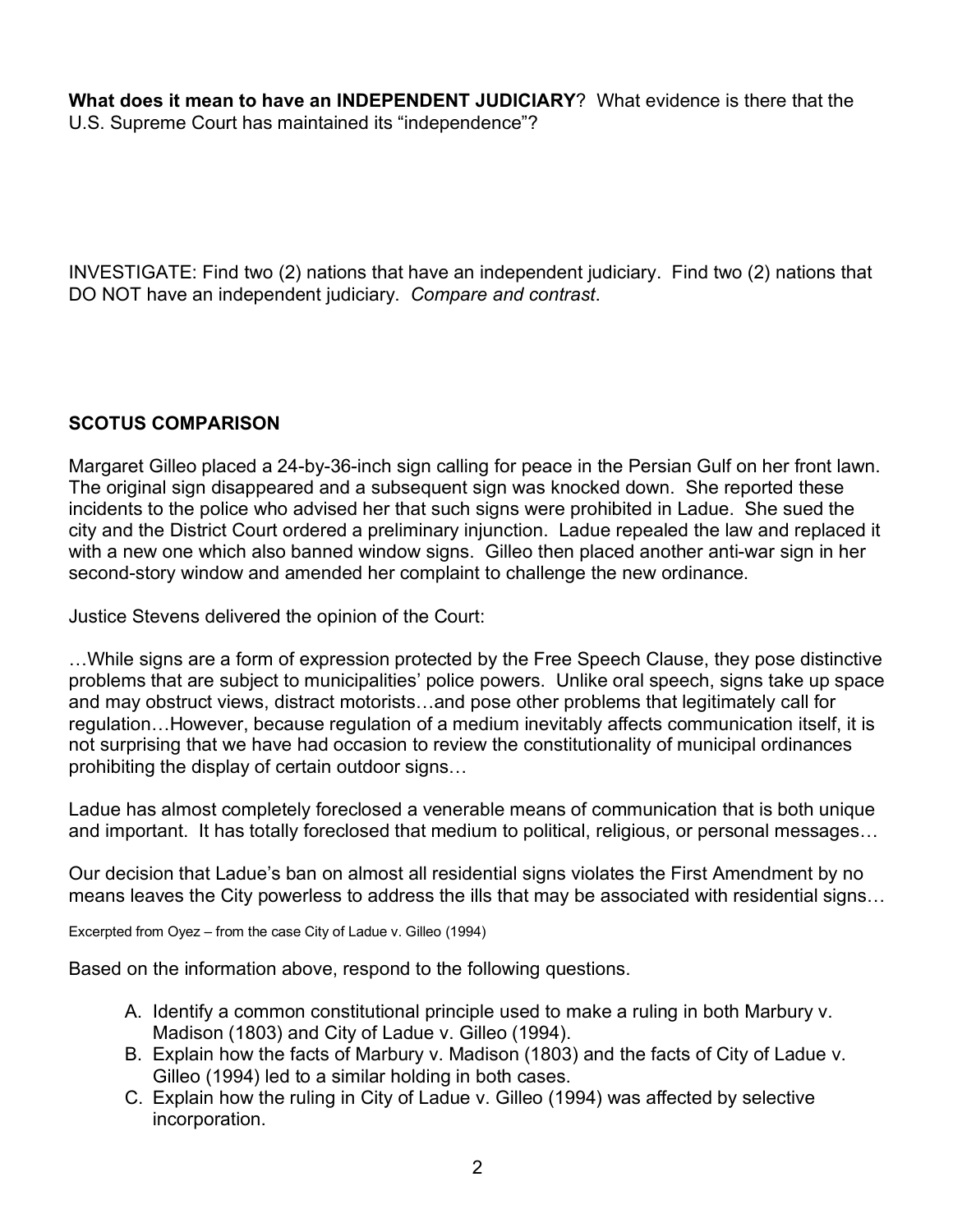**What does it mean to have an INDEPENDENT JUDICIARY**? What evidence is there that the U.S. Supreme Court has maintained its "independence"?

INVESTIGATE: Find two (2) nations that have an independent judiciary. Find two (2) nations that DO NOT have an independent judiciary. *Compare and contrast*.

## SCOTUS COMPARISON

Margaret Gilleo placed a 24-by-36-inch sign calling for peace in the Persian Gulf on her front lawn. The original sign disappeared and a subsequent sign was knocked down. She reported these incidents to the police who advised her that such signs were prohibited in Ladue. She sued the city and the District Court ordered a preliminary injunction. Ladue repealed the law and replaced it with a new one which also banned window signs. Gilleo then placed another anti-war sign in her second-story window and amended her complaint to challenge the new ordinance.

Justice Stevens delivered the opinion of the Court:

…While signs are a form of expression protected by the Free Speech Clause, they pose distinctive problems that are subject to municipalities' police powers. Unlike oral speech, signs take up space and may obstruct views, distract motorists…and pose other problems that legitimately call for regulation…However, because regulation of a medium inevitably affects communication itself, it is not surprising that we have had occasion to review the constitutionality of municipal ordinances prohibiting the display of certain outdoor signs…

Ladue has almost completely foreclosed a venerable means of communication that is both unique and important. It has totally foreclosed that medium to political, religious, or personal messages…

Our decision that Ladue's ban on almost all residential signs violates the First Amendment by no means leaves the City powerless to address the ills that may be associated with residential signs…

Excerpted from Oyez – from the case City of Ladue v. Gilleo (1994)

Based on the information above, respond to the following questions.

A. Identify a common constitutional principle used to make a ruling in both Marbury v. Madison (1803) and City of Ladue v. Gilleo (1994).
B. Explain how the facts of Marbury v. Madison (1803) and the facts of City of Ladue v. Gilleo (1994) led to a similar holding in both cases.
C. Explain how the ruling in City of Ladue v. Gilleo (1994) was affected by selective incorporation.